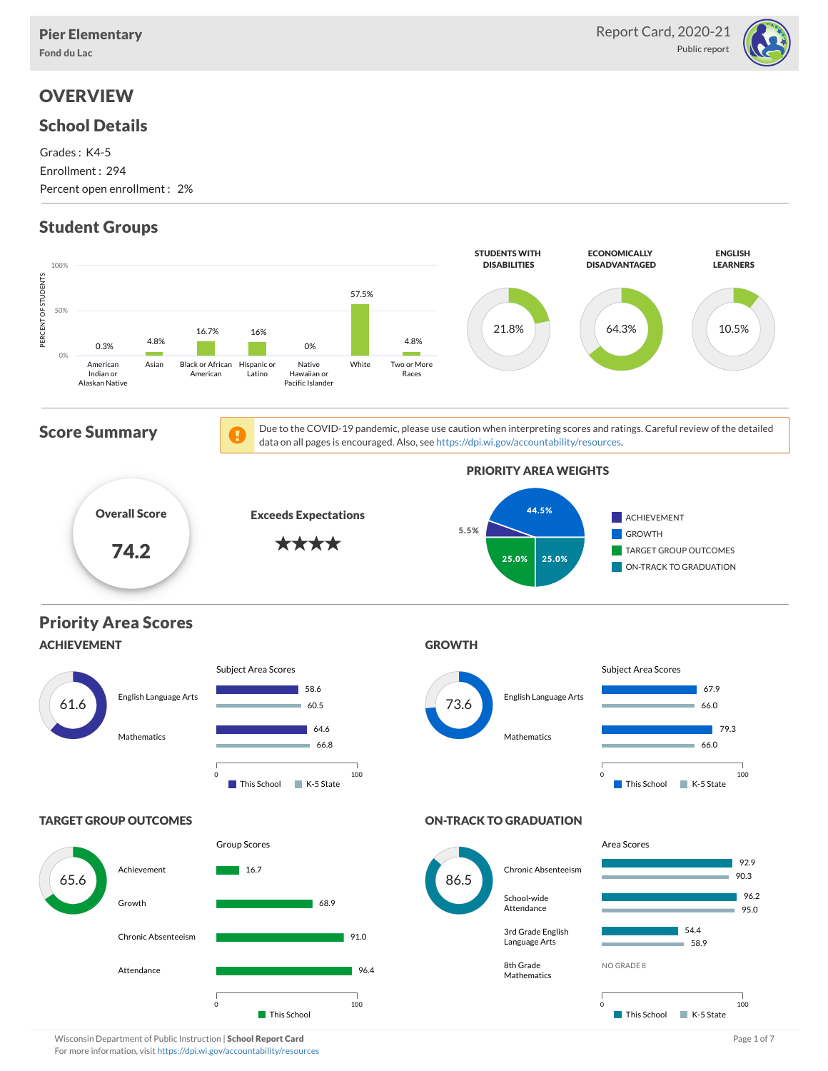# Pier Elementary

Fond du Lac

Report Card, 2020-21

Public report

## OVERVIEW

### School Details

Grades : K4-5

Enrollment : 294

Percent open enrollment : 2%

### Student Groups

| Group | Percent of Students |
|---|---|
| American Indian or Alaskan Native | 0.3% |
| Asian | 4.8% |
| Black or African American | 16.7% |
| Hispanic or Latino | 16% |
| Native Hawaiian or Pacific Islander | 0% |
| White | 57.5% |
| Two or More Races | 4.8% |

| STUDENTS WITH DISABILITIES | ECONOMICALLY DISADVANTAGED | ENGLISH LEARNERS |
|---|---|---|
| 21.8% | 64.3% | 10.5% |

### Score Summary

Due to the COVID-19 pandemic, please use caution when interpreting scores and ratings. Careful review of the detailed data on all pages is encouraged. Also, see https://dpi.wi.gov/accountability/resources.

**Overall Score**

**74.2**

**Exceeds Expectations**

★★★★

**PRIORITY AREA WEIGHTS**

| Priority Area | Weight |
|---|---|
| ACHIEVEMENT | 5.5% |
| GROWTH | 44.5% |
| TARGET GROUP OUTCOMES | 25.0% |
| ON-TRACK TO GRADUATION | 25.0% |

### Priority Area Scores

#### ACHIEVEMENT

**61.6**

Subject Area Scores

| Subject | This School | K-5 State |
|---|---|---|
| English Language Arts | 58.6 | 60.5 |
| Mathematics | 64.6 | 66.8 |

#### GROWTH

**73.6**

Subject Area Scores

| Subject | This School | K-5 State |
|---|---|---|
| English Language Arts | 67.9 | 66.0 |
| Mathematics | 79.3 | 66.0 |

#### TARGET GROUP OUTCOMES

**65.6**

Group Scores

| Group | This School |
|---|---|
| Achievement | 16.7 |
| Growth | 68.9 |
| Chronic Absenteeism | 91.0 |
| Attendance | 96.4 |

#### ON-TRACK TO GRADUATION

**86.5**

Area Scores

| Area | This School | K-5 State |
|---|---|---|
| Chronic Absenteeism | 92.9 | 90.3 |
| School-wide Attendance | 96.2 | 95.0 |
| 3rd Grade English Language Arts | 54.4 | 58.9 |
| 8th Grade Mathematics | NO GRADE 8 | |

Wisconsin Department of Public Instruction | **School Report Card**

For more information, visit https://dpi.wi.gov/accountability/resources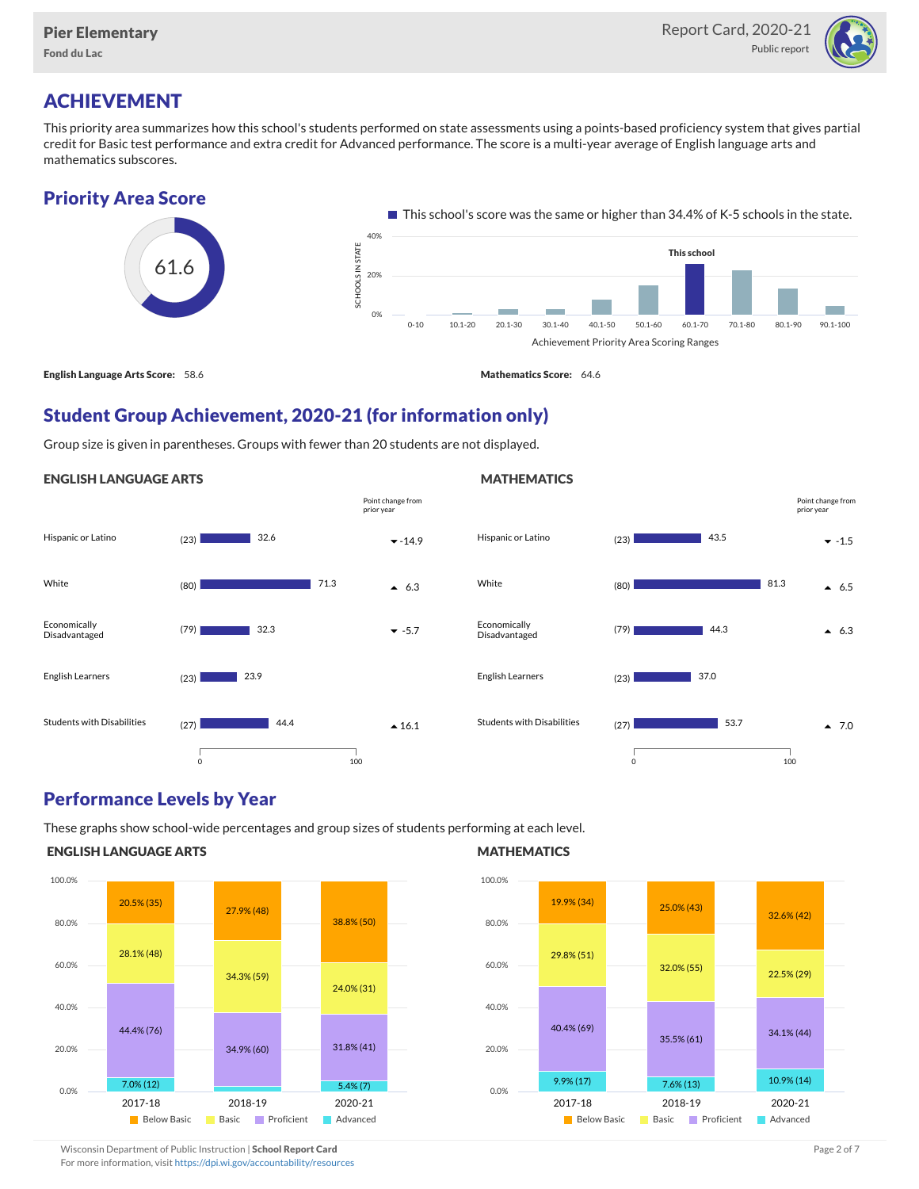Pier Elementary
Fond du Lac

Report Card, 2020-21
Public report

# ACHIEVEMENT

This priority area summarizes how this school's students performed on state assessments using a points-based proficiency system that gives partial credit for Basic test performance and extra credit for Advanced performance. The score is a multi-year average of English language arts and mathematics subscores.

## Priority Area Score

61.6

This school's score was the same or higher than 34.4% of K-5 schools in the state.

Achievement Priority Area Scoring Ranges: 0-10, 10.1-20, 20.1-30, 30.1-40, 40.1-50, 50.1-60, 60.1-70 (This school), 70.1-80, 80.1-90, 90.1-100

**English Language Arts Score:** 58.6

**Mathematics Score:** 64.6

## Student Group Achievement, 2020-21 (for information only)

Group size is given in parentheses. Groups with fewer than 20 students are not displayed.

### ENGLISH LANGUAGE ARTS

| Group | Size | Score | Point change from prior year |
|---|---|---|---|
| Hispanic or Latino | (23) | 32.6 | ▼ -14.9 |
| White | (80) | 71.3 | ▲ 6.3 |
| Economically Disadvantaged | (79) | 32.3 | ▼ -5.7 |
| English Learners | (23) | 23.9 | |
| Students with Disabilities | (27) | 44.4 | ▲ 16.1 |

### MATHEMATICS

| Group | Size | Score | Point change from prior year |
|---|---|---|---|
| Hispanic or Latino | (23) | 43.5 | ▼ -1.5 |
| White | (80) | 81.3 | ▲ 6.5 |
| Economically Disadvantaged | (79) | 44.3 | ▲ 6.3 |
| English Learners | (23) | 37.0 | |
| Students with Disabilities | (27) | 53.7 | ▲ 7.0 |

## Performance Levels by Year

These graphs show school-wide percentages and group sizes of students performing at each level.

### ENGLISH LANGUAGE ARTS

| Level | 2017-18 | 2018-19 | 2020-21 |
|---|---|---|---|
| Below Basic | 20.5% (35) | 27.9% (48) | 38.8% (50) |
| Basic | 28.1% (48) | 34.3% (59) | 24.0% (31) |
| Proficient | 44.4% (76) | 34.9% (60) | 31.8% (41) |
| Advanced | 7.0% (12) | | 5.4% (7) |

### MATHEMATICS

| Level | 2017-18 | 2018-19 | 2020-21 |
|---|---|---|---|
| Below Basic | 19.9% (34) | 25.0% (43) | 32.6% (42) |
| Basic | 29.8% (51) | 32.0% (55) | 22.5% (29) |
| Proficient | 40.4% (69) | 35.5% (61) | 34.1% (44) |
| Advanced | 9.9% (17) | 7.6% (13) | 10.9% (14) |

Wisconsin Department of Public Instruction | **School Report Card**
For more information, visit https://dpi.wi.gov/accountability/resources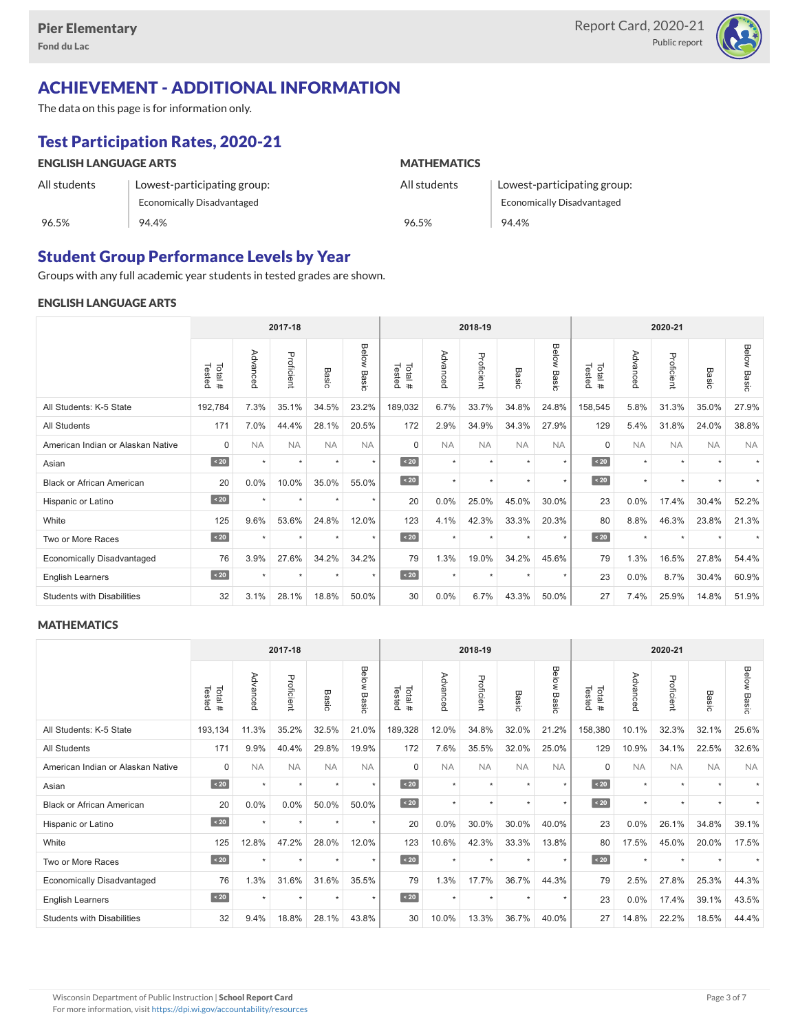Pier Elementary
Fond du Lac

Report Card, 2020-21
Public report

# ACHIEVEMENT - ADDITIONAL INFORMATION

The data on this page is for information only.

## Test Participation Rates, 2020-21

### ENGLISH LANGUAGE ARTS

| All students | Lowest-participating group: Economically Disadvantaged |
|---|---|
| 96.5% | 94.4% |

### MATHEMATICS

| All students | Lowest-participating group: Economically Disadvantaged |
|---|---|
| 96.5% | 94.4% |

## Student Group Performance Levels by Year

Groups with any full academic year students in tested grades are shown.

### ENGLISH LANGUAGE ARTS

| | 2017-18 | | | | | 2018-19 | | | | | 2020-21 | | | | |
|---|---|---|---|---|---|---|---|---|---|---|---|---|---|---|---|
| | Total # Tested | Advanced | Proficient | Basic | Below Basic | Total # Tested | Advanced | Proficient | Basic | Below Basic | Total # Tested | Advanced | Proficient | Basic | Below Basic |
| All Students: K-5 State | 192,784 | 7.3% | 35.1% | 34.5% | 23.2% | 189,032 | 6.7% | 33.7% | 34.8% | 24.8% | 158,545 | 5.8% | 31.3% | 35.0% | 27.9% |
| All Students | 171 | 7.0% | 44.4% | 28.1% | 20.5% | 172 | 2.9% | 34.9% | 34.3% | 27.9% | 129 | 5.4% | 31.8% | 24.0% | 38.8% |
| American Indian or Alaskan Native | 0 | NA | NA | NA | NA | 0 | NA | NA | NA | NA | 0 | NA | NA | NA | NA |
| Asian | < 20 | * | * | * | * | < 20 | * | * | * | * | < 20 | * | * | * | * |
| Black or African American | 20 | 0.0% | 10.0% | 35.0% | 55.0% | < 20 | * | * | * | * | < 20 | * | * | * | * |
| Hispanic or Latino | < 20 | * | * | * | * | 20 | 0.0% | 25.0% | 45.0% | 30.0% | 23 | 0.0% | 17.4% | 30.4% | 52.2% |
| White | 125 | 9.6% | 53.6% | 24.8% | 12.0% | 123 | 4.1% | 42.3% | 33.3% | 20.3% | 80 | 8.8% | 46.3% | 23.8% | 21.3% |
| Two or More Races | < 20 | * | * | * | * | < 20 | * | * | * | * | < 20 | * | * | * | * |
| Economically Disadvantaged | 76 | 3.9% | 27.6% | 34.2% | 34.2% | 79 | 1.3% | 19.0% | 34.2% | 45.6% | 79 | 1.3% | 16.5% | 27.8% | 54.4% |
| English Learners | < 20 | * | * | * | * | < 20 | * | * | * | * | 23 | 0.0% | 8.7% | 30.4% | 60.9% |
| Students with Disabilities | 32 | 3.1% | 28.1% | 18.8% | 50.0% | 30 | 0.0% | 6.7% | 43.3% | 50.0% | 27 | 7.4% | 25.9% | 14.8% | 51.9% |

### MATHEMATICS

| | 2017-18 | | | | | 2018-19 | | | | | 2020-21 | | | | |
|---|---|---|---|---|---|---|---|---|---|---|---|---|---|---|---|
| | Total # Tested | Advanced | Proficient | Basic | Below Basic | Total # Tested | Advanced | Proficient | Basic | Below Basic | Total # Tested | Advanced | Proficient | Basic | Below Basic |
| All Students: K-5 State | 193,134 | 11.3% | 35.2% | 32.5% | 21.0% | 189,328 | 12.0% | 34.8% | 32.0% | 21.2% | 158,380 | 10.1% | 32.3% | 32.1% | 25.6% |
| All Students | 171 | 9.9% | 40.4% | 29.8% | 19.9% | 172 | 7.6% | 35.5% | 32.0% | 25.0% | 129 | 10.9% | 34.1% | 22.5% | 32.6% |
| American Indian or Alaskan Native | 0 | NA | NA | NA | NA | 0 | NA | NA | NA | NA | 0 | NA | NA | NA | NA |
| Asian | < 20 | * | * | * | * | < 20 | * | * | * | * | < 20 | * | * | * | * |
| Black or African American | 20 | 0.0% | 0.0% | 50.0% | 50.0% | < 20 | * | * | * | * | < 20 | * | * | * | * |
| Hispanic or Latino | < 20 | * | * | * | * | 20 | 0.0% | 30.0% | 30.0% | 40.0% | 23 | 0.0% | 26.1% | 34.8% | 39.1% |
| White | 125 | 12.8% | 47.2% | 28.0% | 12.0% | 123 | 10.6% | 42.3% | 33.3% | 13.8% | 80 | 17.5% | 45.0% | 20.0% | 17.5% |
| Two or More Races | < 20 | * | * | * | * | < 20 | * | * | * | * | < 20 | * | * | * | * |
| Economically Disadvantaged | 76 | 1.3% | 31.6% | 31.6% | 35.5% | 79 | 1.3% | 17.7% | 36.7% | 44.3% | 79 | 2.5% | 27.8% | 25.3% | 44.3% |
| English Learners | < 20 | * | * | * | * | < 20 | * | * | * | * | 23 | 0.0% | 17.4% | 39.1% | 43.5% |
| Students with Disabilities | 32 | 9.4% | 18.8% | 28.1% | 43.8% | 30 | 10.0% | 13.3% | 36.7% | 40.0% | 27 | 14.8% | 22.2% | 18.5% | 44.4% |

Wisconsin Department of Public Instruction | **School Report Card**
For more information, visit https://dpi.wi.gov/accountability/resources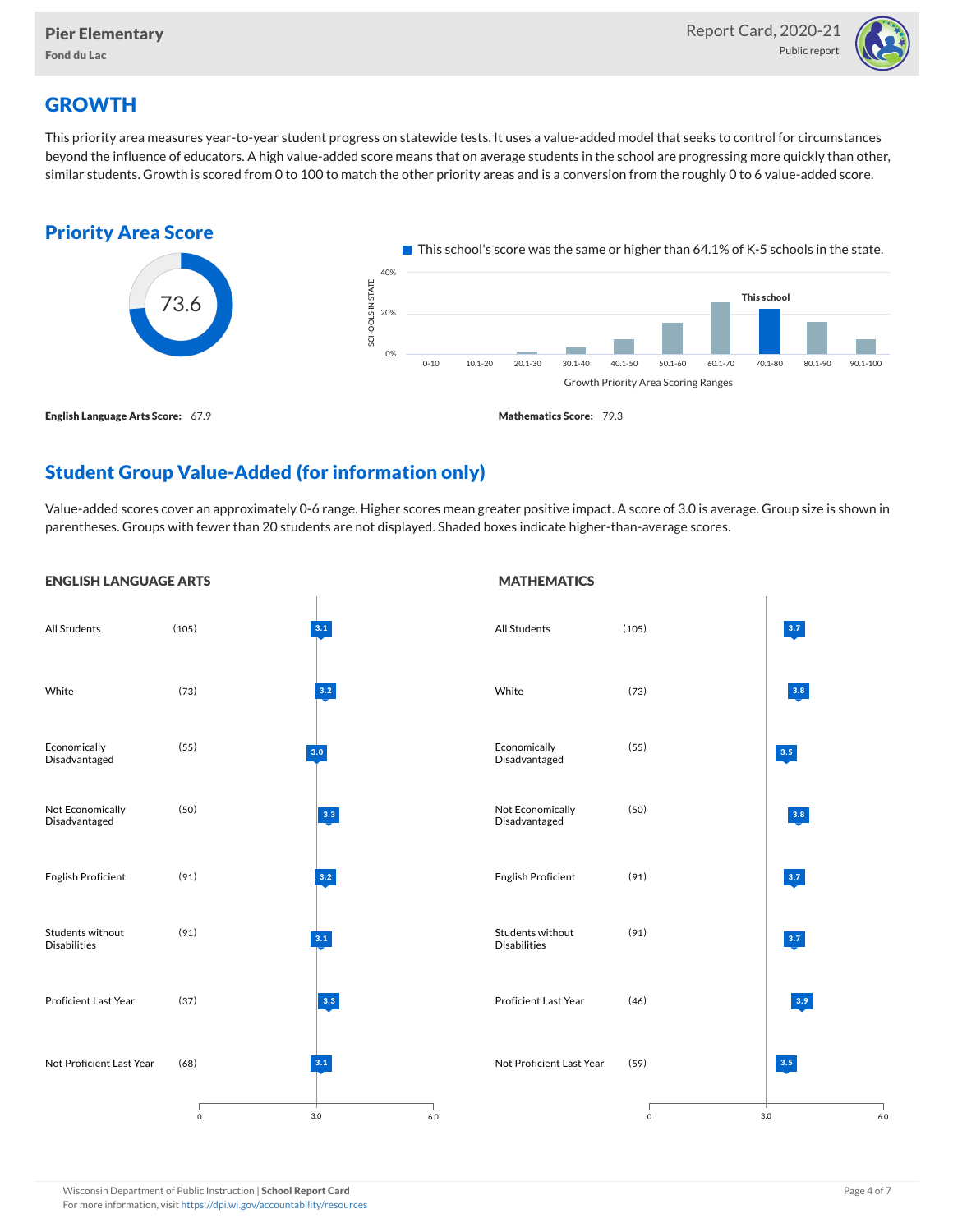## GROWTH

This priority area measures year-to-year student progress on statewide tests. It uses a value-added model that seeks to control for circumstances beyond the influence of educators. A high value-added score means that on average students in the school are progressing more quickly than other, similar students. Growth is scored from 0 to 100 to match the other priority areas and is a conversion from the roughly 0 to 6 value-added score.

### Priority Area Score

73.6

This school's score was the same or higher than 64.1% of K-5 schools in the state.

Growth Priority Area Scoring Ranges: 0-10, 10.1-20, 20.1-30, 30.1-40, 40.1-50, 50.1-60, 60.1-70, 70.1-80 (This school), 80.1-90, 90.1-100

**English Language Arts Score:** 67.9

**Mathematics Score:** 79.3

### Student Group Value-Added (for information only)

Value-added scores cover an approximately 0-6 range. Higher scores mean greater positive impact. A score of 3.0 is average. Group size is shown in parentheses. Groups with fewer than 20 students are not displayed. Shaded boxes indicate higher-than-average scores.

#### ENGLISH LANGUAGE ARTS

| Group | Size | Score |
|---|---|---|
| All Students | (105) | 3.1 |
| White | (73) | 3.2 |
| Economically Disadvantaged | (55) | 3.0 |
| Not Economically Disadvantaged | (50) | 3.3 |
| English Proficient | (91) | 3.2 |
| Students without Disabilities | (91) | 3.1 |
| Proficient Last Year | (37) | 3.3 |
| Not Proficient Last Year | (68) | 3.1 |

#### MATHEMATICS

| Group | Size | Score |
|---|---|---|
| All Students | (105) | 3.7 |
| White | (73) | 3.8 |
| Economically Disadvantaged | (55) | 3.5 |
| Not Economically Disadvantaged | (50) | 3.8 |
| English Proficient | (91) | 3.7 |
| Students without Disabilities | (91) | 3.7 |
| Proficient Last Year | (46) | 3.9 |
| Not Proficient Last Year | (59) | 3.5 |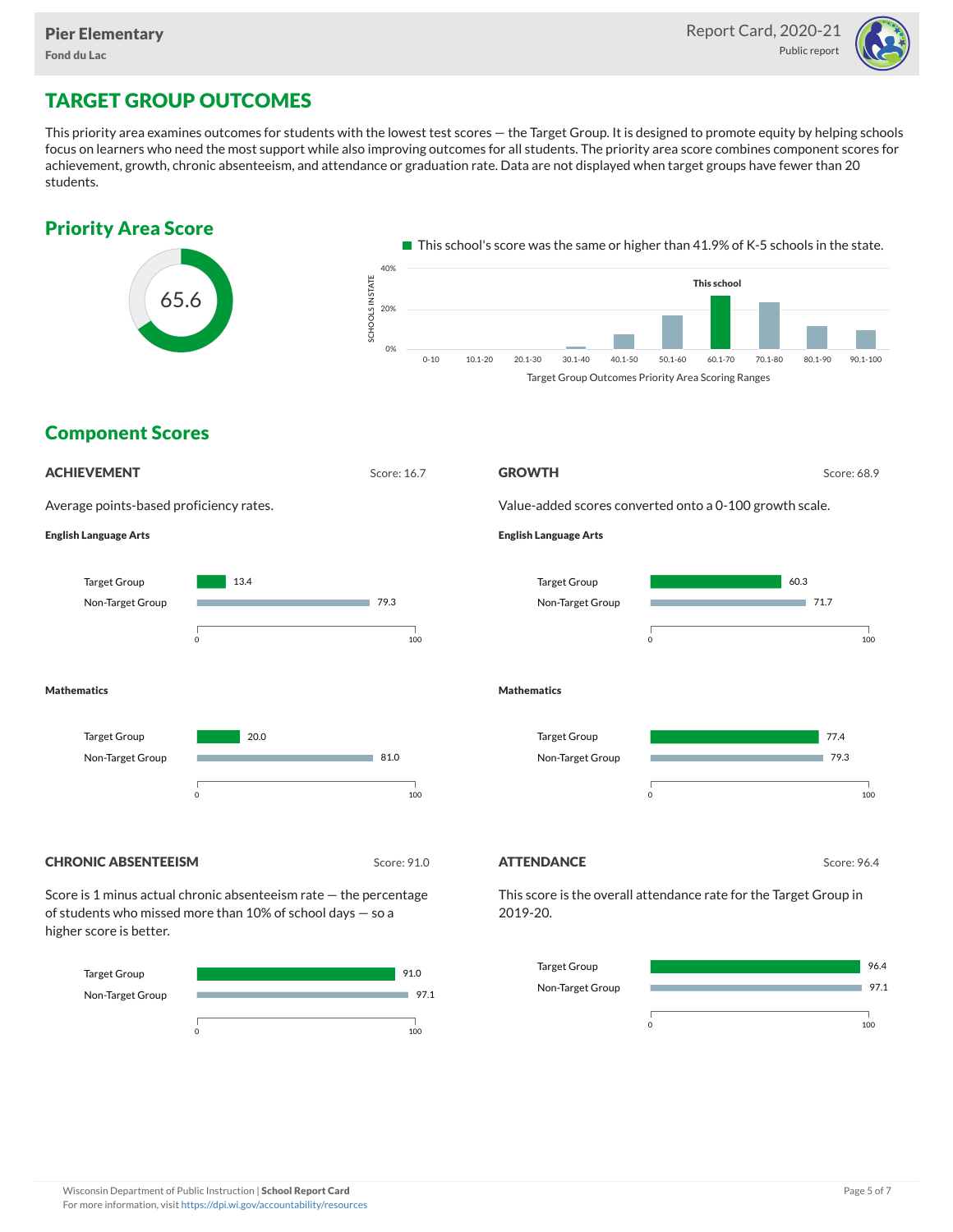# TARGET GROUP OUTCOMES

This priority area examines outcomes for students with the lowest test scores — the Target Group. It is designed to promote equity by helping schools focus on learners who need the most support while also improving outcomes for all students. The priority area score combines component scores for achievement, growth, chronic absenteeism, and attendance or graduation rate. Data are not displayed when target groups have fewer than 20 students.

## Priority Area Score

65.6

This school's score was the same or higher than 41.9% of K-5 schools in the state.

## Component Scores

### ACHIEVEMENT

Score: 16.7

Average points-based proficiency rates.

**English Language Arts**

| Group | Score |
|---|---|
| Target Group | 13.4 |
| Non-Target Group | 79.3 |

**Mathematics**

| Group | Score |
|---|---|
| Target Group | 20.0 |
| Non-Target Group | 81.0 |

### GROWTH

Score: 68.9

Value-added scores converted onto a 0-100 growth scale.

**English Language Arts**

| Group | Score |
|---|---|
| Target Group | 60.3 |
| Non-Target Group | 71.7 |

**Mathematics**

| Group | Score |
|---|---|
| Target Group | 77.4 |
| Non-Target Group | 79.3 |

### CHRONIC ABSENTEEISM

Score: 91.0

Score is 1 minus actual chronic absenteeism rate — the percentage of students who missed more than 10% of school days — so a higher score is better.

| Group | Score |
|---|---|
| Target Group | 91.0 |
| Non-Target Group | 97.1 |

### ATTENDANCE

Score: 96.4

This score is the overall attendance rate for the Target Group in 2019-20.

| Group | Score |
|---|---|
| Target Group | 96.4 |
| Non-Target Group | 97.1 |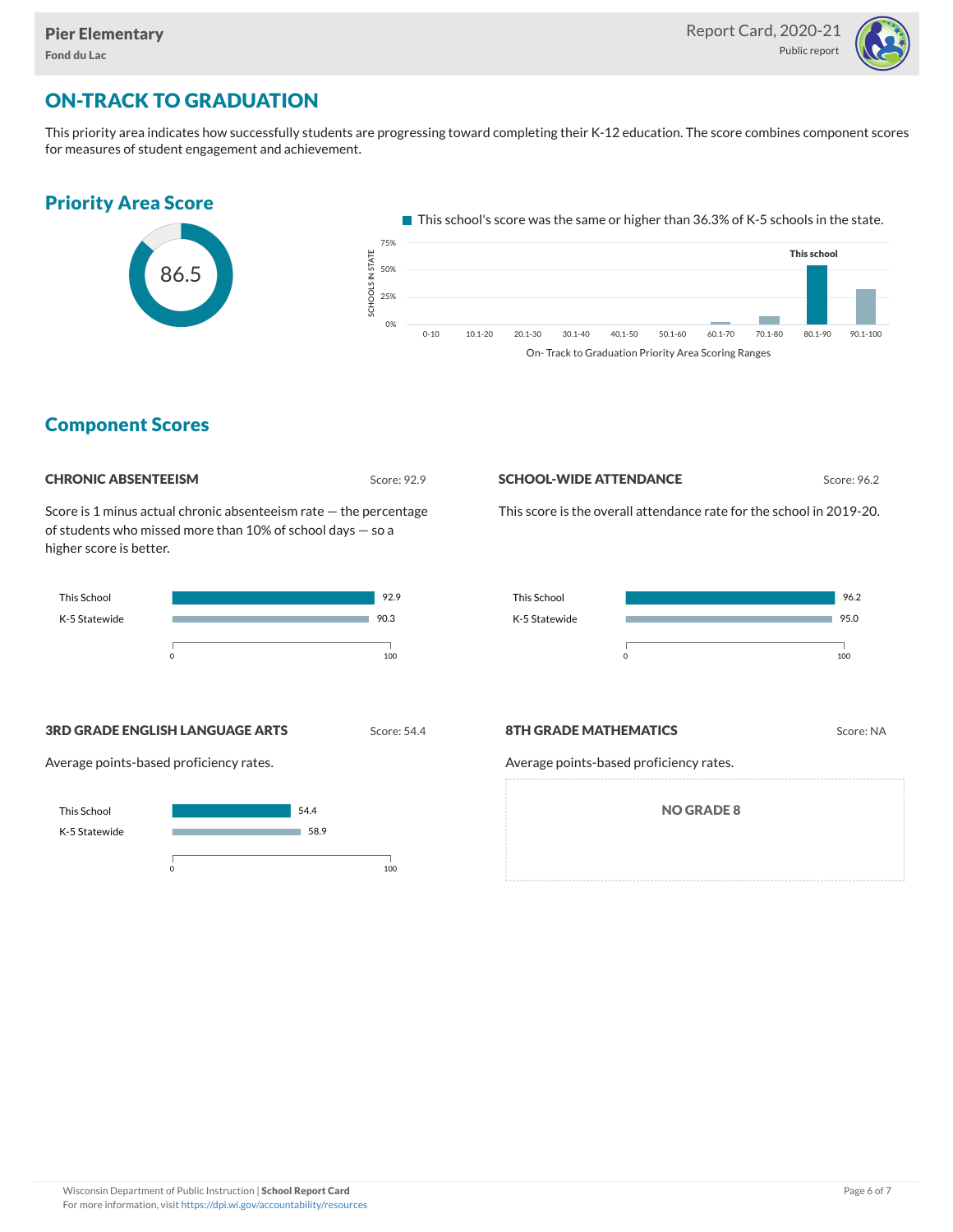## ON-TRACK TO GRADUATION

This priority area indicates how successfully students are progressing toward completing their K-12 education. The score combines component scores for measures of student engagement and achievement.

### Priority Area Score

86.5

This school's score was the same or higher than 36.3% of K-5 schools in the state.

On- Track to Graduation Priority Area Scoring Ranges

### Component Scores

#### CHRONIC ABSENTEEISM

Score: 92.9

Score is 1 minus actual chronic absenteeism rate — the percentage of students who missed more than 10% of school days — so a higher score is better.

| | Score |
|---|---|
| This School | 92.9 |
| K-5 Statewide | 90.3 |

#### SCHOOL-WIDE ATTENDANCE

Score: 96.2

This score is the overall attendance rate for the school in 2019-20.

| | Score |
|---|---|
| This School | 96.2 |
| K-5 Statewide | 95.0 |

#### 3RD GRADE ENGLISH LANGUAGE ARTS

Score: 54.4

Average points-based proficiency rates.

| | Score |
|---|---|
| This School | 54.4 |
| K-5 Statewide | 58.9 |

#### 8TH GRADE MATHEMATICS

Score: NA

Average points-based proficiency rates.

NO GRADE 8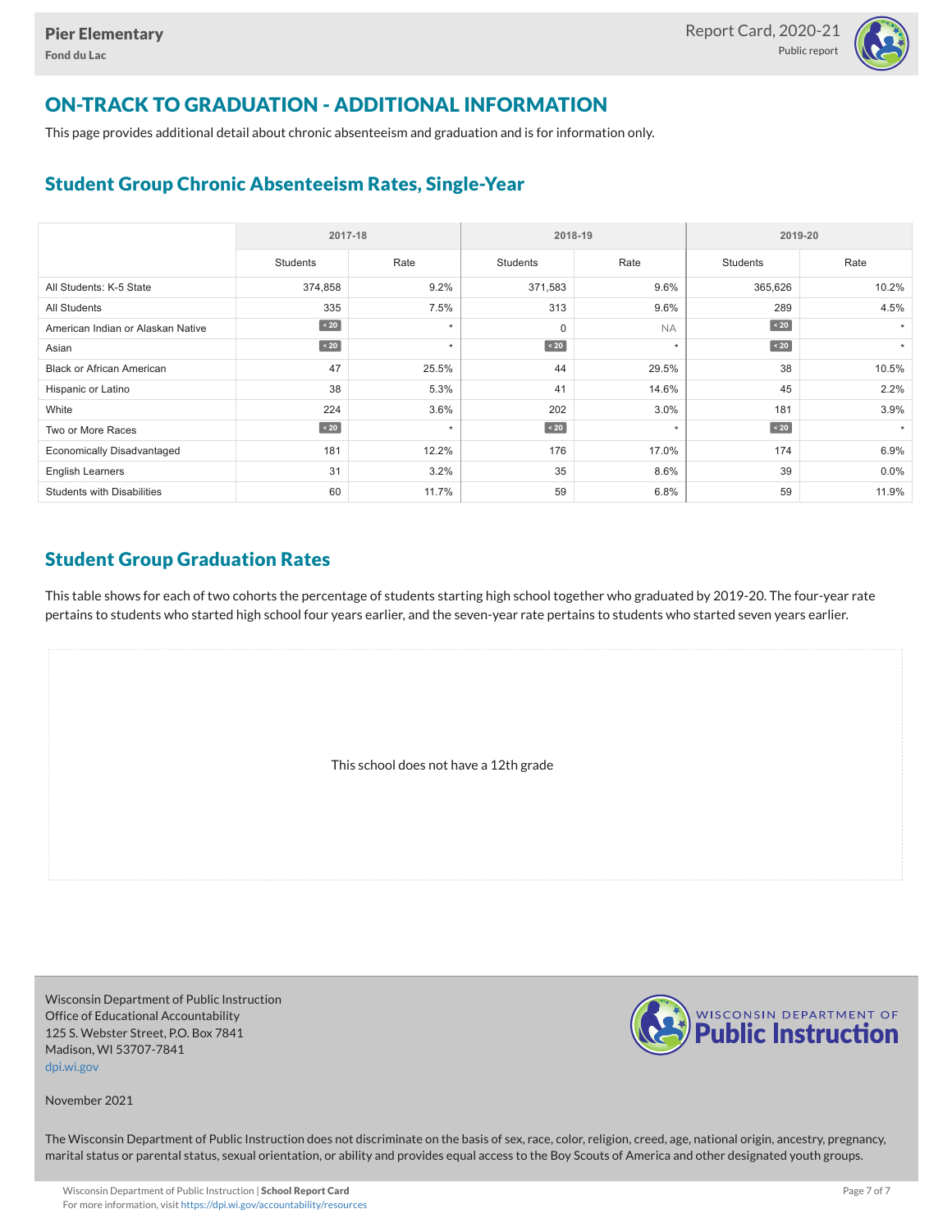# ON-TRACK TO GRADUATION - ADDITIONAL INFORMATION

This page provides additional detail about chronic absenteeism and graduation and is for information only.

## Student Group Chronic Absenteeism Rates, Single-Year

| | 2017-18 | | 2018-19 | | 2019-20 | |
|---|---|---|---|---|---|---|
| | Students | Rate | Students | Rate | Students | Rate |
| All Students: K-5 State | 374,858 | 9.2% | 371,583 | 9.6% | 365,626 | 10.2% |
| All Students | 335 | 7.5% | 313 | 9.6% | 289 | 4.5% |
| American Indian or Alaskan Native | < 20 | * | 0 | NA | < 20 | * |
| Asian | < 20 | * | < 20 | * | < 20 | * |
| Black or African American | 47 | 25.5% | 44 | 29.5% | 38 | 10.5% |
| Hispanic or Latino | 38 | 5.3% | 41 | 14.6% | 45 | 2.2% |
| White | 224 | 3.6% | 202 | 3.0% | 181 | 3.9% |
| Two or More Races | < 20 | * | < 20 | * | < 20 | * |
| Economically Disadvantaged | 181 | 12.2% | 176 | 17.0% | 174 | 6.9% |
| English Learners | 31 | 3.2% | 35 | 8.6% | 39 | 0.0% |
| Students with Disabilities | 60 | 11.7% | 59 | 6.8% | 59 | 11.9% |

## Student Group Graduation Rates

This table shows for each of two cohorts the percentage of students starting high school together who graduated by 2019-20. The four-year rate pertains to students who started high school four years earlier, and the seven-year rate pertains to students who started seven years earlier.

This school does not have a 12th grade

Wisconsin Department of Public Instruction
Office of Educational Accountability
125 S. Webster Street, P.O. Box 7841
Madison, WI 53707-7841
dpi.wi.gov

November 2021

The Wisconsin Department of Public Instruction does not discriminate on the basis of sex, race, color, religion, creed, age, national origin, ancestry, pregnancy, marital status or parental status, sexual orientation, or ability and provides equal access to the Boy Scouts of America and other designated youth groups.